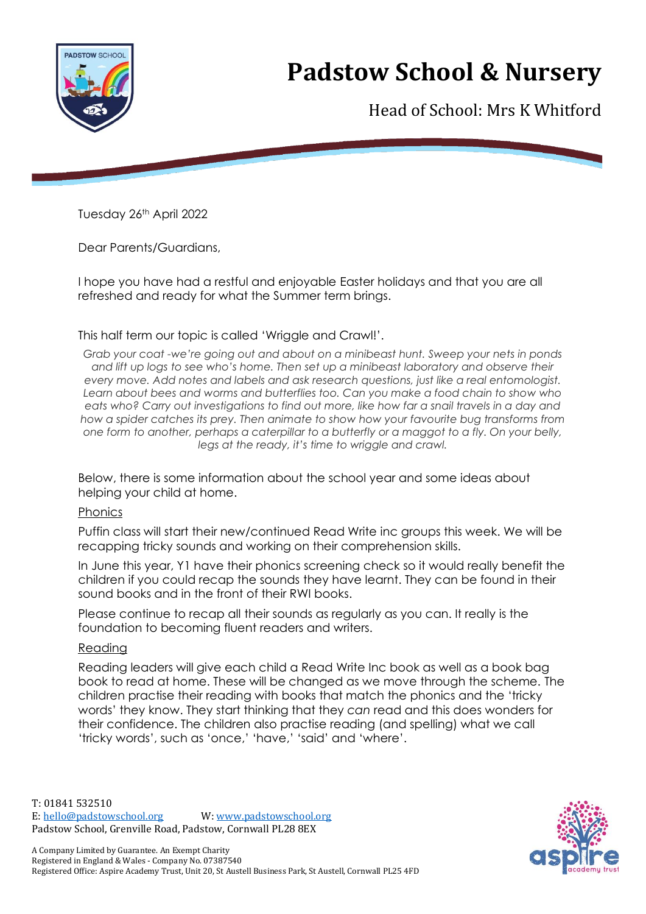# Padstow School & Nursery

Head of School: Mrs K Whitford

Tuesday 26th April 2022

Dear Parents/Guardians,

I hope you have had a restful and enjoyable Easter holidays and that you are all refreshed and ready for what the Summer term brings.

This half term our topic is called 'Wriggle and Crawl!'.

*Grab your coat -we're going out and about on a minibeast hunt. Sweep your nets in ponds and lift up logs to see who's home. Then set up a minibeast laboratory and observe their every move. Add notes and labels and ask research questions, just like a real entomologist. Learn about bees and worms and butterflies too. Can you make a food chain to show who eats who? Carry out investigations to find out more, like how far a snail travels in a day and how a spider catches its prey. Then animate to show how your favourite bug transforms from one form to another, perhaps a caterpillar to a butterfly or a maggot to a fly. On your belly, legs at the ready, it's time to wriggle and crawl.*

Below, there is some information about the school year and some ideas about helping your child at home.

<u>Phonics</u>

Puffin class will start their new/continued Read Write inc groups this week. We will be recapping tricky sounds and working on their comprehension skills.

In June this year, Y1 have their phonics screening check so it would really benefit the children if you could recap the sounds they have learnt. They can be found in their sound books and in the front of their RWI books.

Please continue to recap all their sounds as regularly as you can. It really is the foundation to becoming fluent readers and writers.

<u>Reading</u>

Reading leaders will give each child a Read Write Inc book as well as a book bag book to read at home. These will be changed as we move through the scheme. The children practise their reading with books that match the phonics and the 'tricky words' they know. They start thinking that they *can* read and this does wonders for their confidence. The children also practise reading (and spelling) what we call 'tricky words', such as 'once,' 'have,' 'said' and 'where'.

T: 01841 532510
E: hello@padstowschool.org W: www.padstowschool.org
Padstow School, Grenville Road, Padstow, Cornwall PL28 8EX

A Company Limited by Guarantee. An Exempt Charity
Registered in England & Wales - Company No. 07387540
Registered Office: Aspire Academy Trust, Unit 20, St Austell Business Park, St Austell, Cornwall PL25 4FD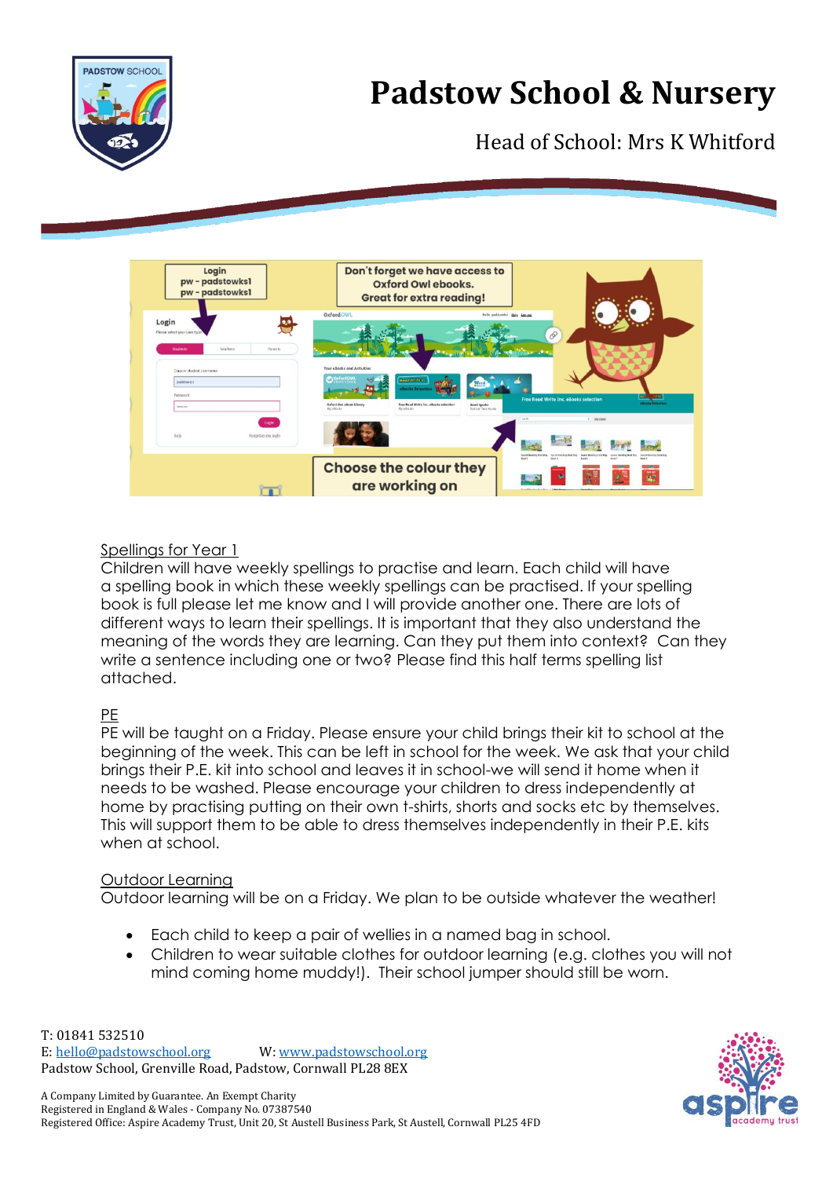# Padstow School & Nursery

Head of School: Mrs K Whitford

Login
pw - padstowks1
pw - padstowks1

Don't forget we have access to Oxford Owl ebooks. Great for extra reading!

Choose the colour they are working on

Spellings for Year 1

Children will have weekly spellings to practise and learn. Each child will have a spelling book in which these weekly spellings can be practised. If your spelling book is full please let me know and I will provide another one. There are lots of different ways to learn their spellings. It is important that they also understand the meaning of the words they are learning. Can they put them into context? Can they write a sentence including one or two? Please find this half terms spelling list attached.

PE

PE will be taught on a Friday. Please ensure your child brings their kit to school at the beginning of the week. This can be left in school for the week. We ask that your child brings their P.E. kit into school and leaves it in school-we will send it home when it needs to be washed. Please encourage your children to dress independently at home by practising putting on their own t-shirts, shorts and socks etc by themselves. This will support them to be able to dress themselves independently in their P.E. kits when at school.

Outdoor Learning

Outdoor learning will be on a Friday. We plan to be outside whatever the weather!

- Each child to keep a pair of wellies in a named bag in school.
- Children to wear suitable clothes for outdoor learning (e.g. clothes you will not mind coming home muddy!). Their school jumper should still be worn.

T: 01841 532510
E: hello@padstowschool.org W: www.padstowschool.org
Padstow School, Grenville Road, Padstow, Cornwall PL28 8EX

A Company Limited by Guarantee. An Exempt Charity
Registered in England & Wales - Company No. 07387540
Registered Office: Aspire Academy Trust, Unit 20, St Austell Business Park, St Austell, Cornwall PL25 4FD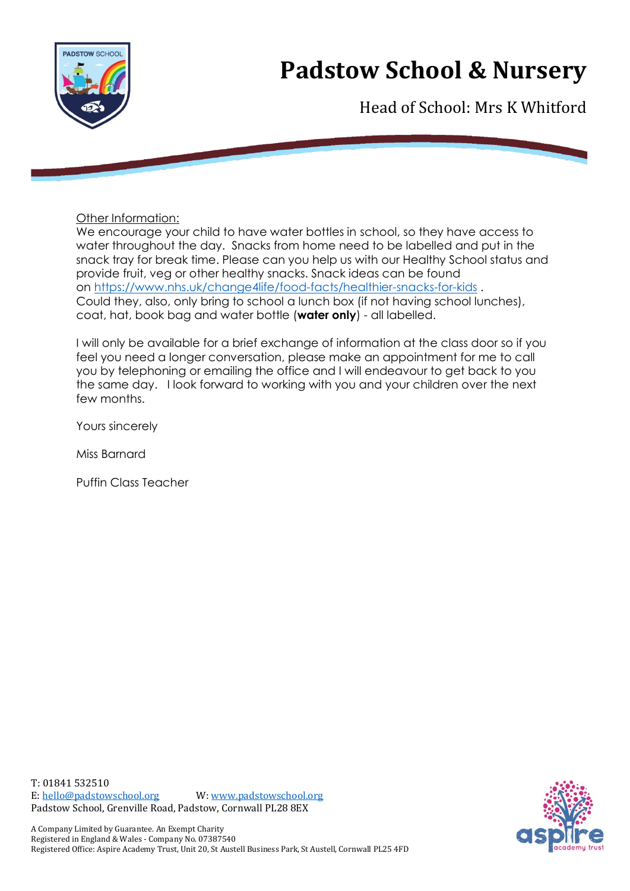# Padstow School & Nursery

Head of School: Mrs K Whitford

Other Information:

We encourage your child to have water bottles in school, so they have access to water throughout the day. Snacks from home need to be labelled and put in the snack tray for break time. Please can you help us with our Healthy School status and provide fruit, veg or other healthy snacks. Snack ideas can be found on https://www.nhs.uk/change4life/food-facts/healthier-snacks-for-kids .
Could they, also, only bring to school a lunch box (if not having school lunches), coat, hat, book bag and water bottle (**water only**) - all labelled.

I will only be available for a brief exchange of information at the class door so if you feel you need a longer conversation, please make an appointment for me to call you by telephoning or emailing the office and I will endeavour to get back to you the same day. I look forward to working with you and your children over the next few months.

Yours sincerely

Miss Barnard

Puffin Class Teacher

T: 01841 532510
E: hello@padstowschool.org W: www.padstowschool.org
Padstow School, Grenville Road, Padstow, Cornwall PL28 8EX

A Company Limited by Guarantee. An Exempt Charity
Registered in England & Wales - Company No. 07387540
Registered Office: Aspire Academy Trust, Unit 20, St Austell Business Park, St Austell, Cornwall PL25 4FD